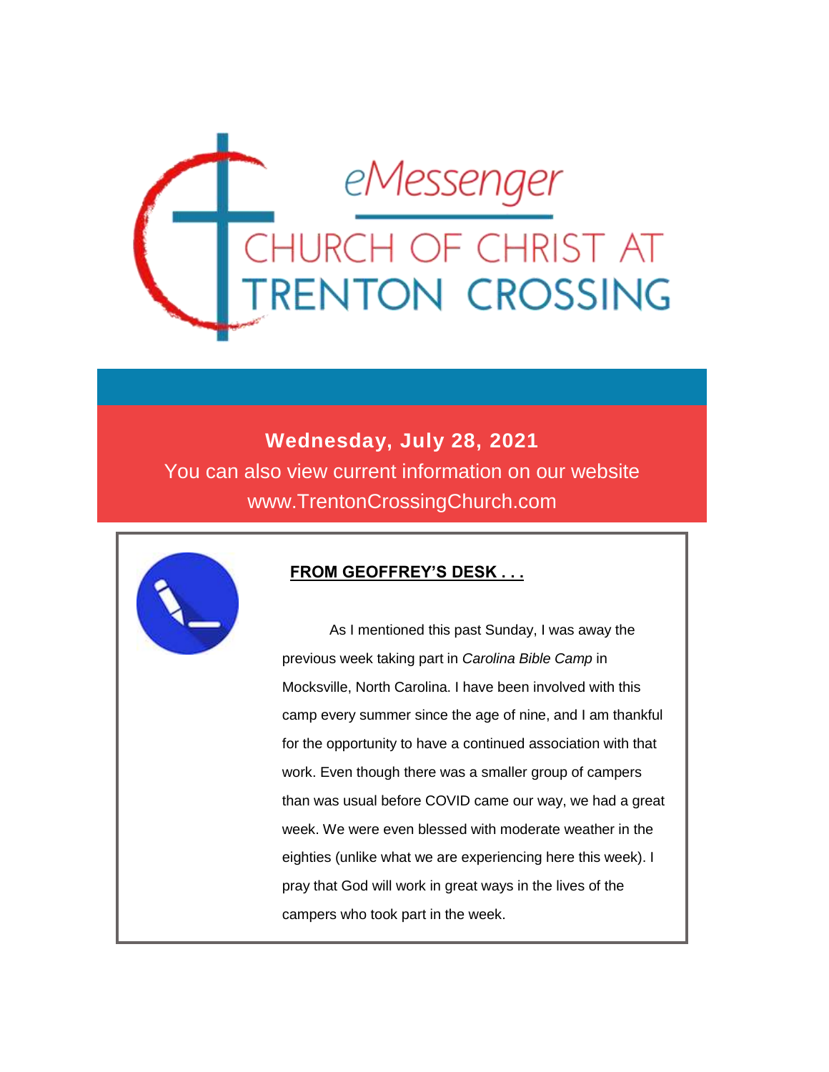# eMessenger

## CHURCH OF CHRIST AT TRENTON CROSSING

**Wednesday, July 28, 2021**

You can also view current information on our website www.TrentonCrossingChurch.com

### FROM GEOFFREY'S DESK . . .

As I mentioned this past Sunday, I was away the previous week taking part in *Carolina Bible Camp* in Mocksville, North Carolina. I have been involved with this camp every summer since the age of nine, and I am thankful for the opportunity to have a continued association with that work. Even though there was a smaller group of campers than was usual before COVID came our way, we had a great week. We were even blessed with moderate weather in the eighties (unlike what we are experiencing here this week). I pray that God will work in great ways in the lives of the campers who took part in the week.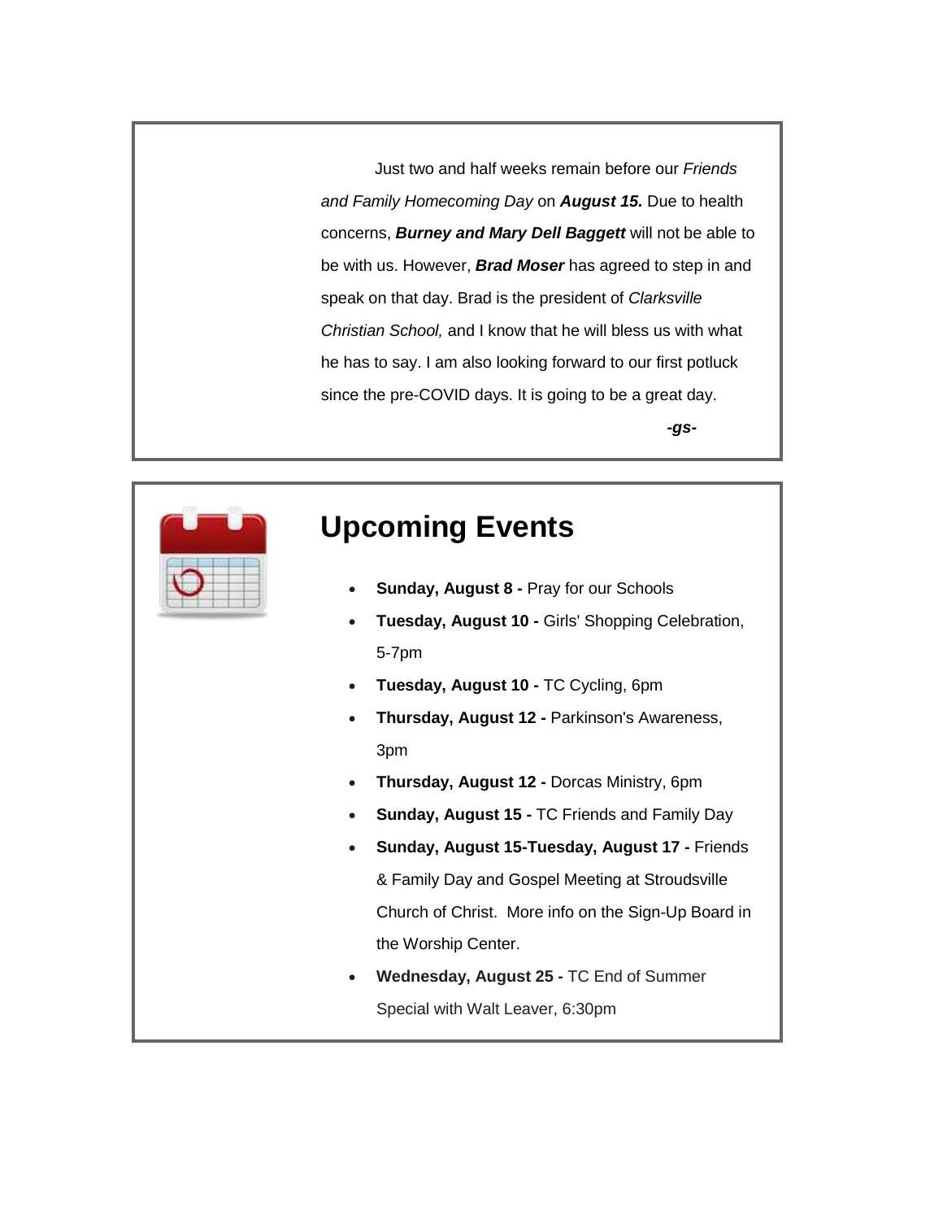Just two and half weeks remain before our *Friends and Family Homecoming Day* on ***August 15.*** Due to health concerns, ***Burney and Mary Dell Baggett*** will not be able to be with us. However, ***Brad Moser*** has agreed to step in and speak on that day. Brad is the president of *Clarksville Christian School,* and I know that he will bless us with what he has to say. I am also looking forward to our first potluck since the pre-COVID days. It is going to be a great day.

***-gs-***

## Upcoming Events

- **Sunday, August 8 -** Pray for our Schools
- **Tuesday, August 10 -** Girls' Shopping Celebration, 5-7pm
- **Tuesday, August 10 -** TC Cycling, 6pm
- **Thursday, August 12 -** Parkinson's Awareness, 3pm
- **Thursday, August 12 -** Dorcas Ministry, 6pm
- **Sunday, August 15 -** TC Friends and Family Day
- **Sunday, August 15-Tuesday, August 17 -** Friends & Family Day and Gospel Meeting at Stroudsville Church of Christ. More info on the Sign-Up Board in the Worship Center.
- **Wednesday, August 25 -** TC End of Summer Special with Walt Leaver, 6:30pm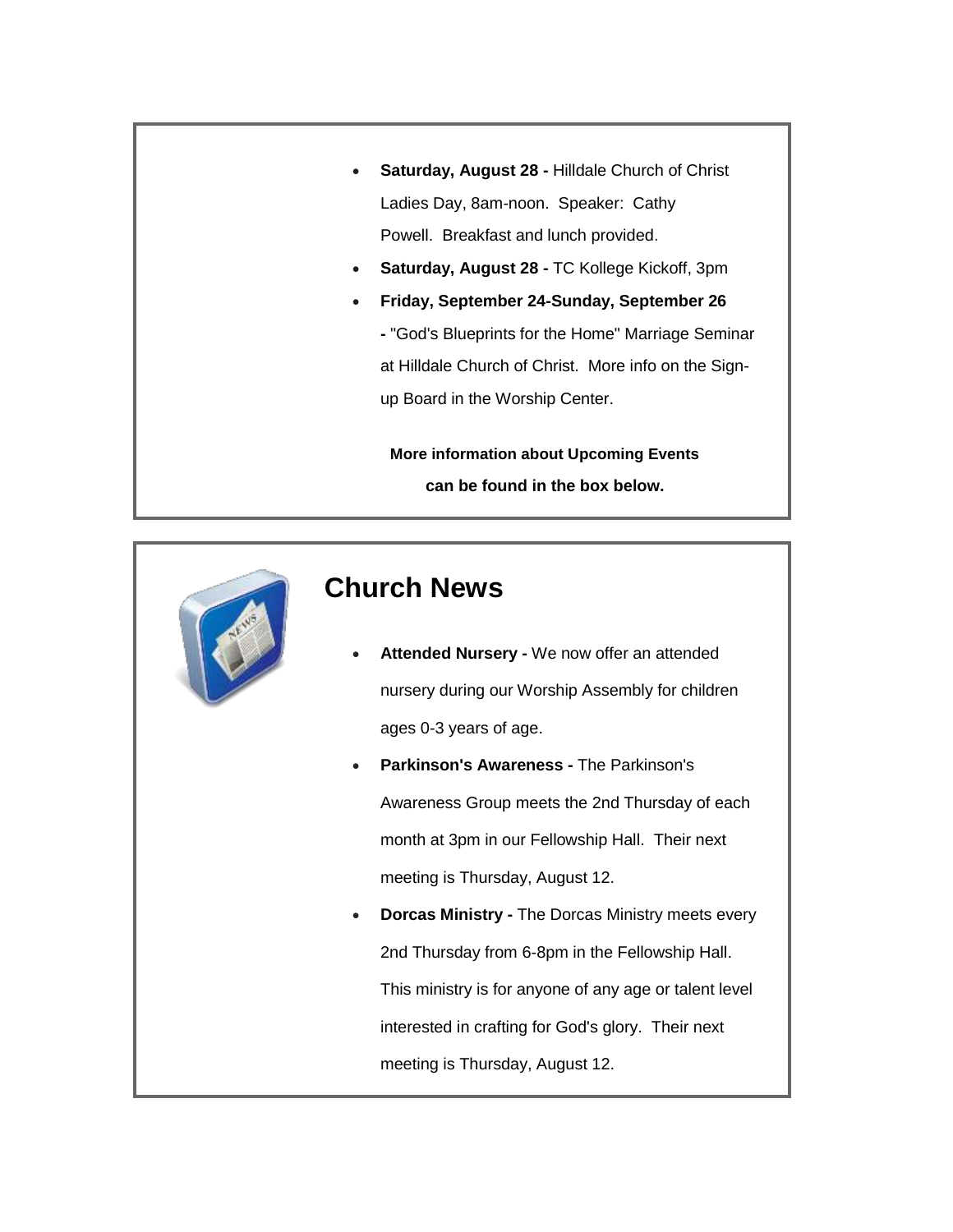- **Saturday, August 28 -** Hilldale Church of Christ Ladies Day, 8am-noon. Speaker: Cathy Powell. Breakfast and lunch provided.
- **Saturday, August 28 -** TC Kollege Kickoff, 3pm
- **Friday, September 24-Sunday, September 26 -** "God's Blueprints for the Home" Marriage Seminar at Hilldale Church of Christ. More info on the Sign-up Board in the Worship Center.

**More information about Upcoming Events can be found in the box below.**

## Church News

- **Attended Nursery -** We now offer an attended nursery during our Worship Assembly for children ages 0-3 years of age.
- **Parkinson's Awareness -** The Parkinson's Awareness Group meets the 2nd Thursday of each month at 3pm in our Fellowship Hall. Their next meeting is Thursday, August 12.
- **Dorcas Ministry -** The Dorcas Ministry meets every 2nd Thursday from 6-8pm in the Fellowship Hall. This ministry is for anyone of any age or talent level interested in crafting for God's glory. Their next meeting is Thursday, August 12.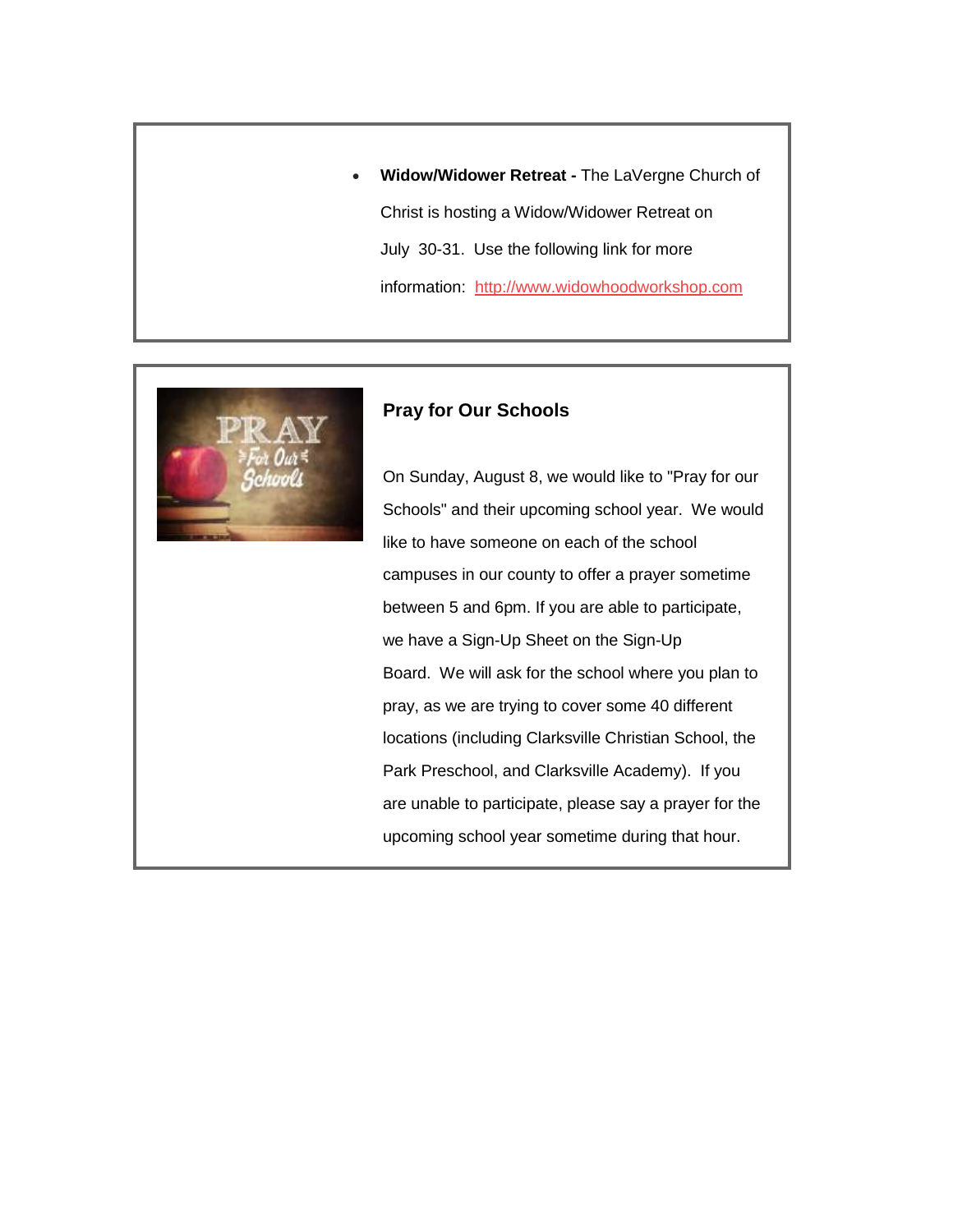- **Widow/Widower Retreat -** The LaVergne Church of Christ is hosting a Widow/Widower Retreat on July 30-31. Use the following link for more information: [http://www.widowhoodworkshop.com](http://www.widowhoodworkshop.com)

## Pray for Our Schools

On Sunday, August 8, we would like to "Pray for our Schools" and their upcoming school year. We would like to have someone on each of the school campuses in our county to offer a prayer sometime between 5 and 6pm. If you are able to participate, we have a Sign-Up Sheet on the Sign-Up Board. We will ask for the school where you plan to pray, as we are trying to cover some 40 different locations (including Clarksville Christian School, the Park Preschool, and Clarksville Academy). If you are unable to participate, please say a prayer for the upcoming school year sometime during that hour.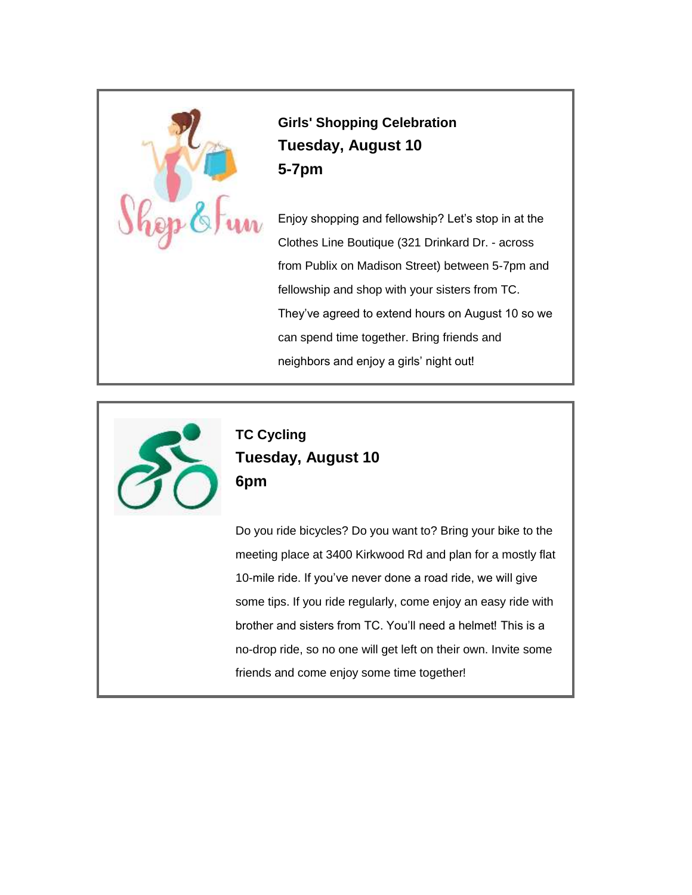**Girls' Shopping Celebration**
**Tuesday, August 10**
**5-7pm**

Enjoy shopping and fellowship? Let's stop in at the Clothes Line Boutique (321 Drinkard Dr. - across from Publix on Madison Street) between 5-7pm and fellowship and shop with your sisters from TC. They've agreed to extend hours on August 10 so we can spend time together. Bring friends and neighbors and enjoy a girls' night out!

**TC Cycling**
**Tuesday, August 10**
**6pm**

Do you ride bicycles? Do you want to? Bring your bike to the meeting place at 3400 Kirkwood Rd and plan for a mostly flat 10-mile ride. If you've never done a road ride, we will give some tips. If you ride regularly, come enjoy an easy ride with brother and sisters from TC. You'll need a helmet! This is a no-drop ride, so no one will get left on their own. Invite some friends and come enjoy some time together!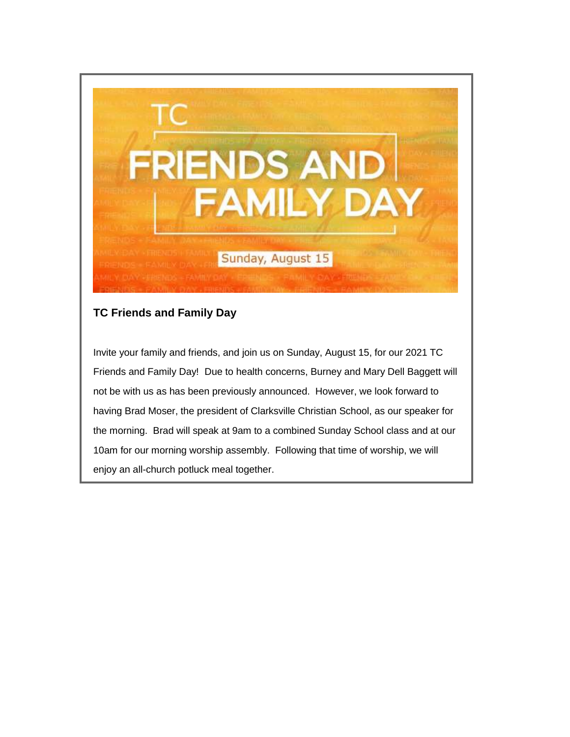TC

FRIENDS AND FAMILY DAY

Sunday, August 15

### TC Friends and Family Day

Invite your family and friends, and join us on Sunday, August 15, for our 2021 TC Friends and Family Day! Due to health concerns, Burney and Mary Dell Baggett will not be with us as has been previously announced. However, we look forward to having Brad Moser, the president of Clarksville Christian School, as our speaker for the morning. Brad will speak at 9am to a combined Sunday School class and at our 10am for our morning worship assembly. Following that time of worship, we will enjoy an all-church potluck meal together.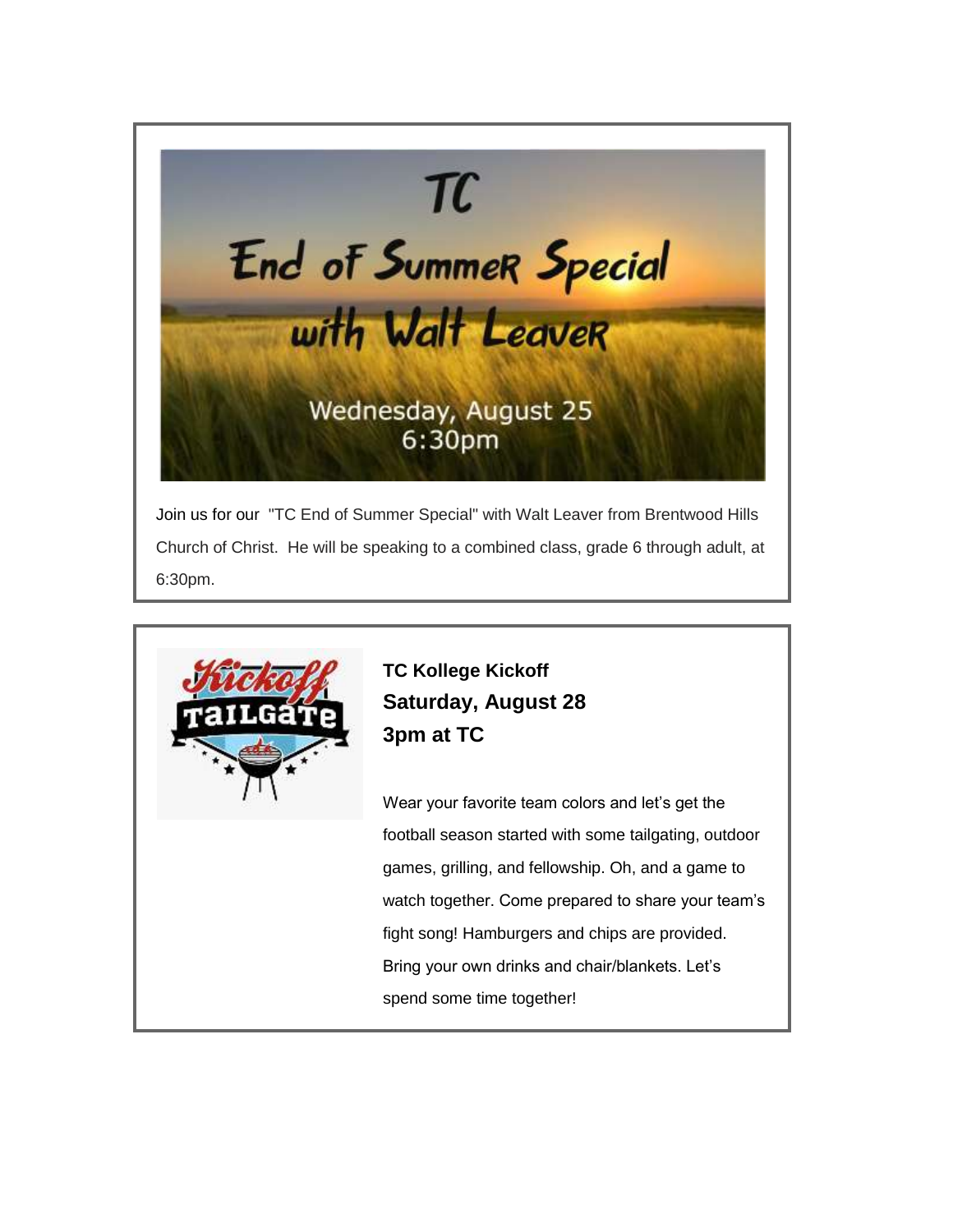# TC End of Summer Special with Walt Leaver

Wednesday, August 25
6:30pm

Join us for our "TC End of Summer Special" with Walt Leaver from Brentwood Hills Church of Christ. He will be speaking to a combined class, grade 6 through adult, at 6:30pm.

---

Kickoff Tailgate

**TC Kollege Kickoff**
**Saturday, August 28**
**3pm at TC**

Wear your favorite team colors and let's get the football season started with some tailgating, outdoor games, grilling, and fellowship. Oh, and a game to watch together. Come prepared to share your team's fight song! Hamburgers and chips are provided. Bring your own drinks and chair/blankets. Let's spend some time together!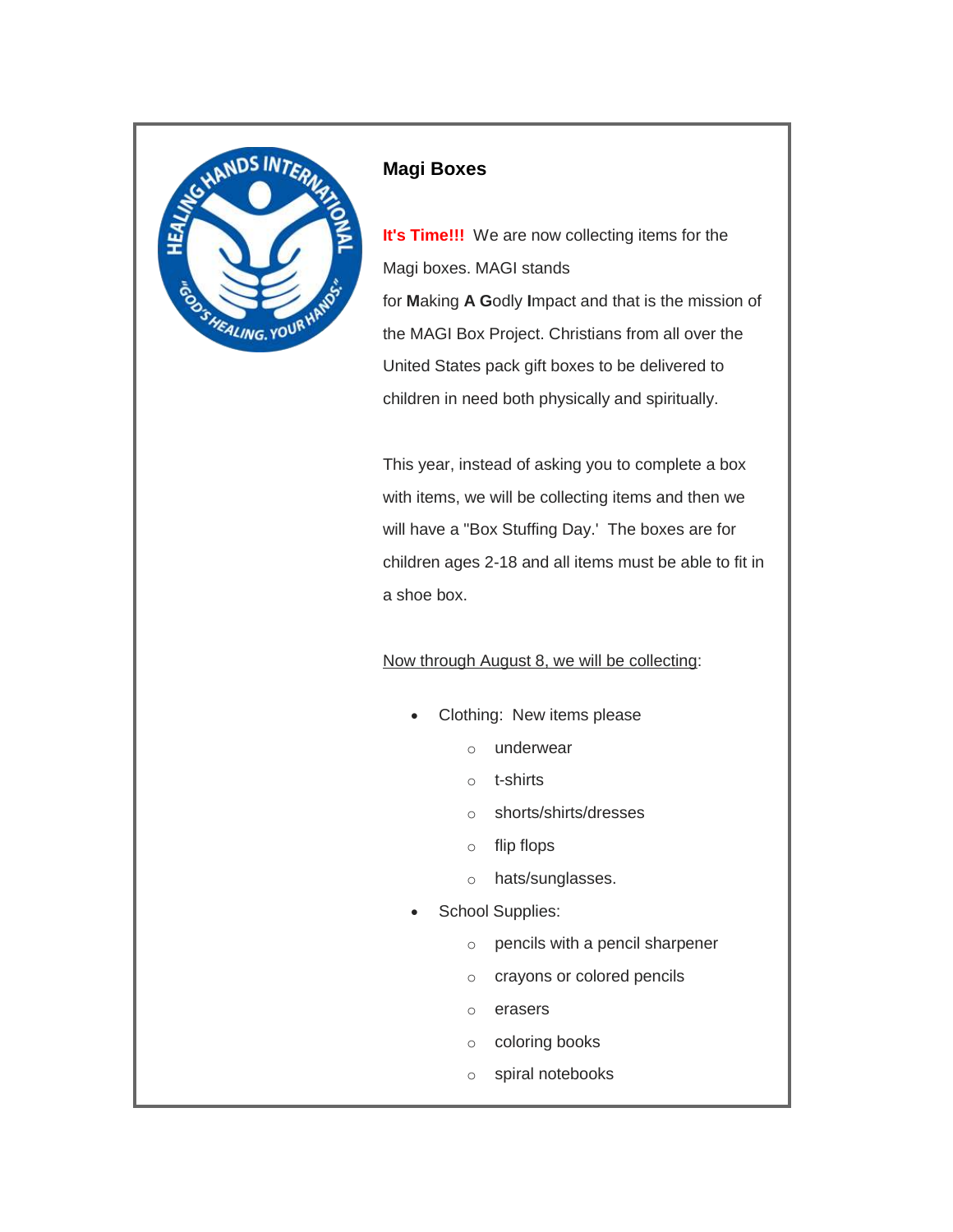## Magi Boxes

**It's Time!!!** We are now collecting items for the Magi boxes. MAGI stands for **M**aking **A** **G**odly **I**mpact and that is the mission of the MAGI Box Project. Christians from all over the United States pack gift boxes to be delivered to children in need both physically and spiritually.

This year, instead of asking you to complete a box with items, we will be collecting items and then we will have a "Box Stuffing Day.' The boxes are for children ages 2-18 and all items must be able to fit in a shoe box.

<u>Now through August 8, we will be collecting</u>:

- Clothing: New items please
  - underwear
  - t-shirts
  - shorts/shirts/dresses
  - flip flops
  - hats/sunglasses.
- School Supplies:
  - pencils with a pencil sharpener
  - crayons or colored pencils
  - erasers
  - coloring books
  - spiral notebooks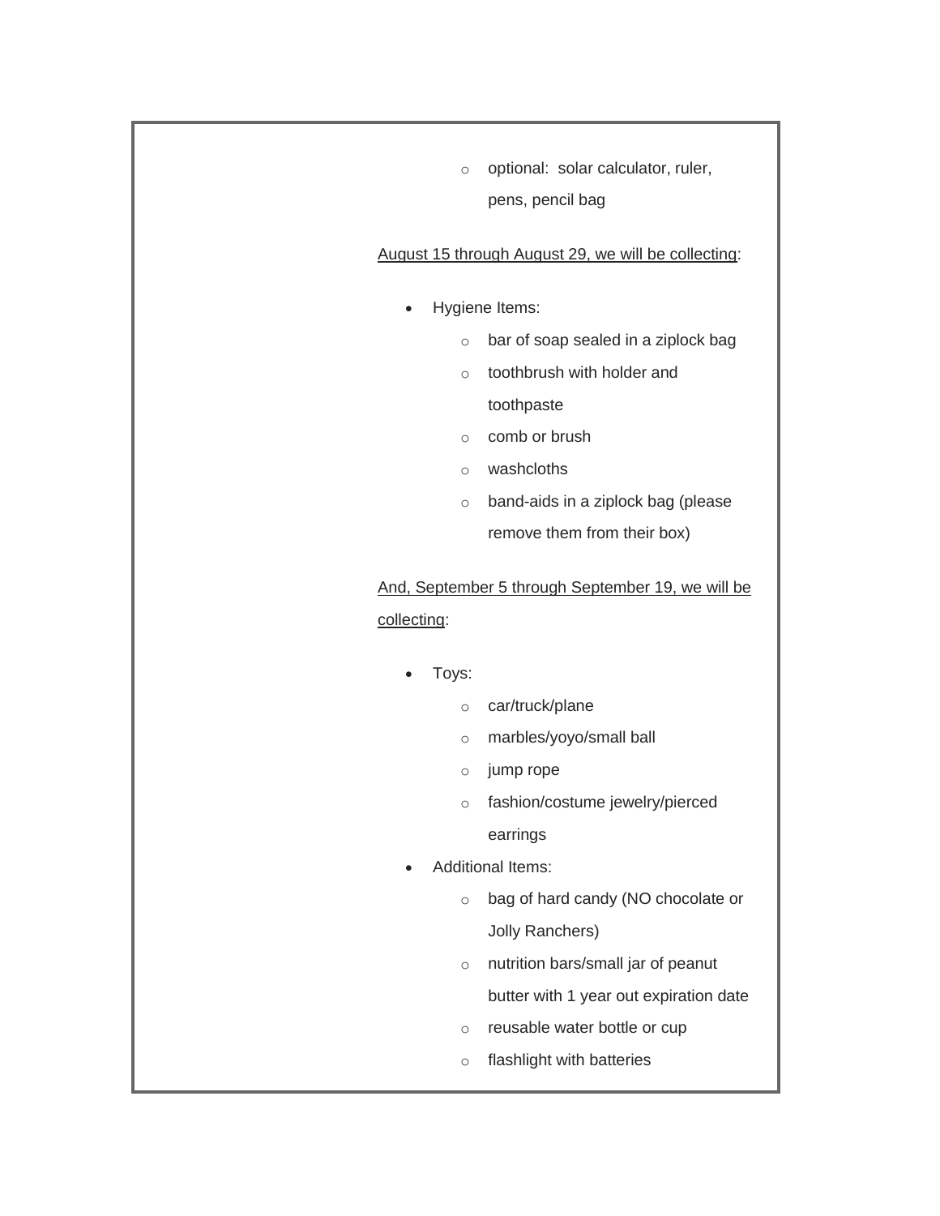- optional: solar calculator, ruler, pens, pencil bag

<u>August 15 through August 29, we will be collecting</u>:

- Hygiene Items:
  - bar of soap sealed in a ziplock bag
  - toothbrush with holder and toothpaste
  - comb or brush
  - washcloths
  - band-aids in a ziplock bag (please remove them from their box)

<u>And, September 5 through September 19, we will be collecting</u>:

- Toys:
  - car/truck/plane
  - marbles/yoyo/small ball
  - jump rope
  - fashion/costume jewelry/pierced earrings
- Additional Items:
  - bag of hard candy (NO chocolate or Jolly Ranchers)
  - nutrition bars/small jar of peanut butter with 1 year out expiration date
  - reusable water bottle or cup
  - flashlight with batteries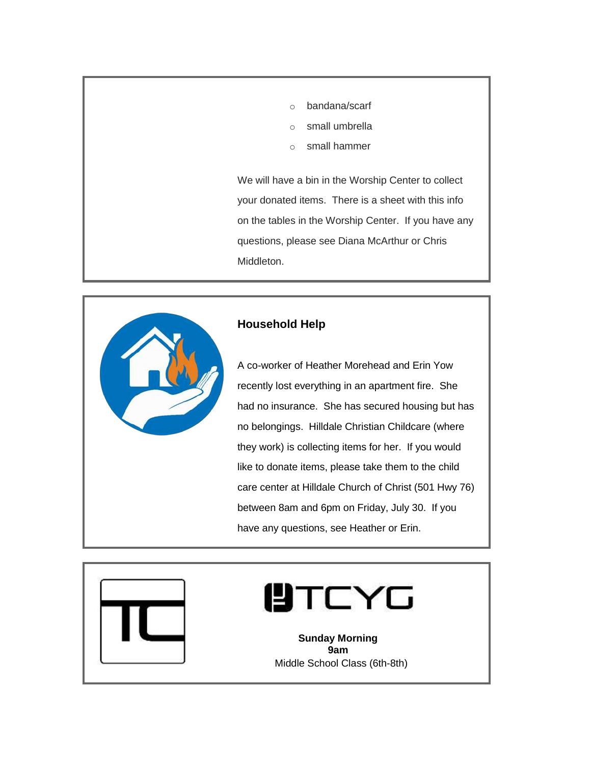- bandana/scarf
- small umbrella
- small hammer

We will have a bin in the Worship Center to collect your donated items. There is a sheet with this info on the tables in the Worship Center. If you have any questions, please see Diana McArthur or Chris Middleton.

### Household Help

A co-worker of Heather Morehead and Erin Yow recently lost everything in an apartment fire. She had no insurance. She has secured housing but has no belongings. Hilldale Christian Childcare (where they work) is collecting items for her. If you would like to donate items, please take them to the child care center at Hilldale Church of Christ (501 Hwy 76) between 8am and 6pm on Friday, July 30. If you have any questions, see Heather or Erin.

TCYG

**Sunday Morning**
**9am**
Middle School Class (6th-8th)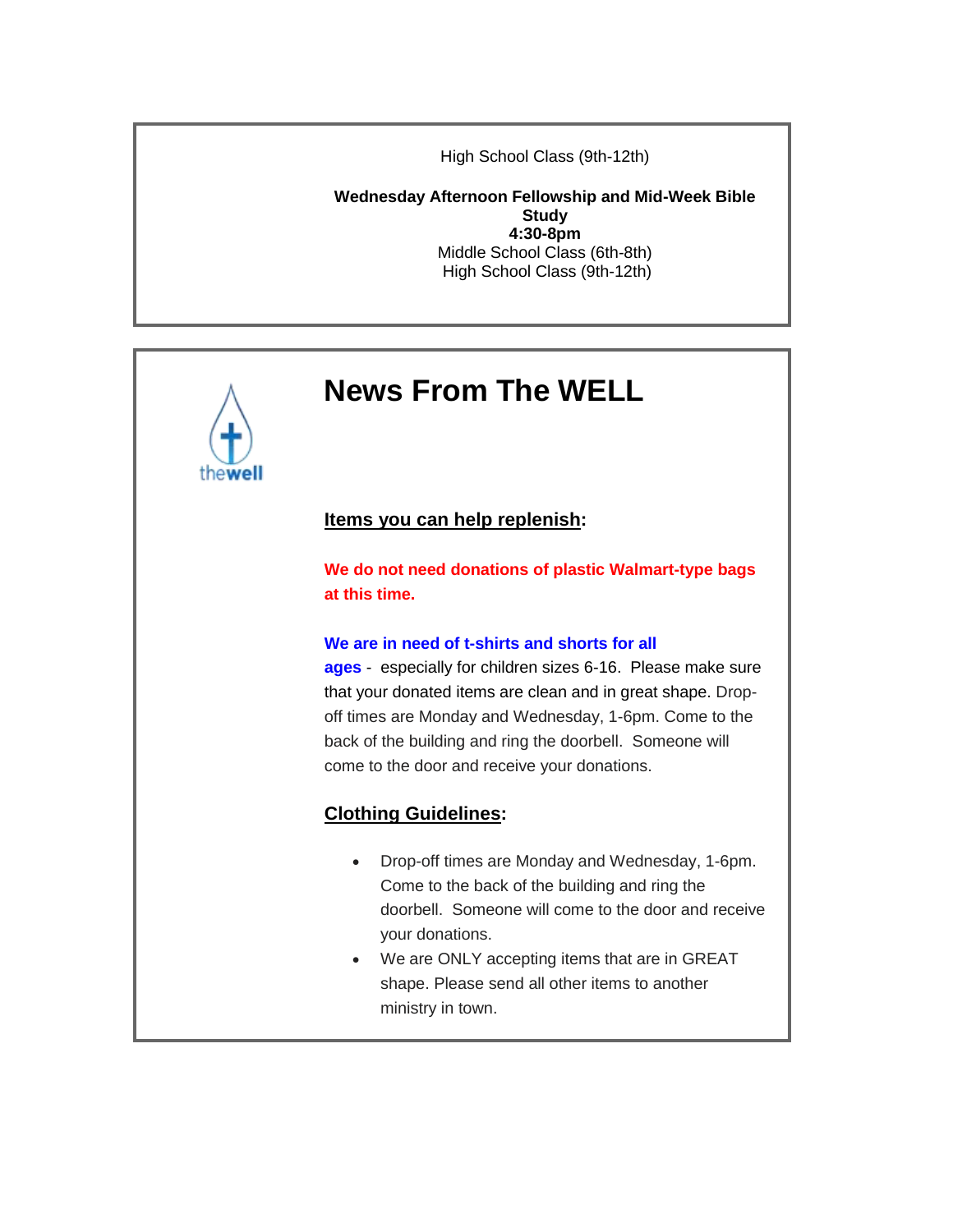High School Class (9th-12th)

**Wednesday Afternoon Fellowship and Mid-Week Bible Study**
**4:30-8pm**
Middle School Class (6th-8th)
High School Class (9th-12th)

thewell

# News From The WELL

**Items you can help replenish:**

**We do not need donations of plastic Walmart-type bags at this time.**

**We are in need of t-shirts and shorts for all ages** - especially for children sizes 6-16. Please make sure that your donated items are clean and in great shape. Drop-off times are Monday and Wednesday, 1-6pm. Come to the back of the building and ring the doorbell. Someone will come to the door and receive your donations.

**Clothing Guidelines:**

- Drop-off times are Monday and Wednesday, 1-6pm. Come to the back of the building and ring the doorbell. Someone will come to the door and receive your donations.
- We are ONLY accepting items that are in GREAT shape. Please send all other items to another ministry in town.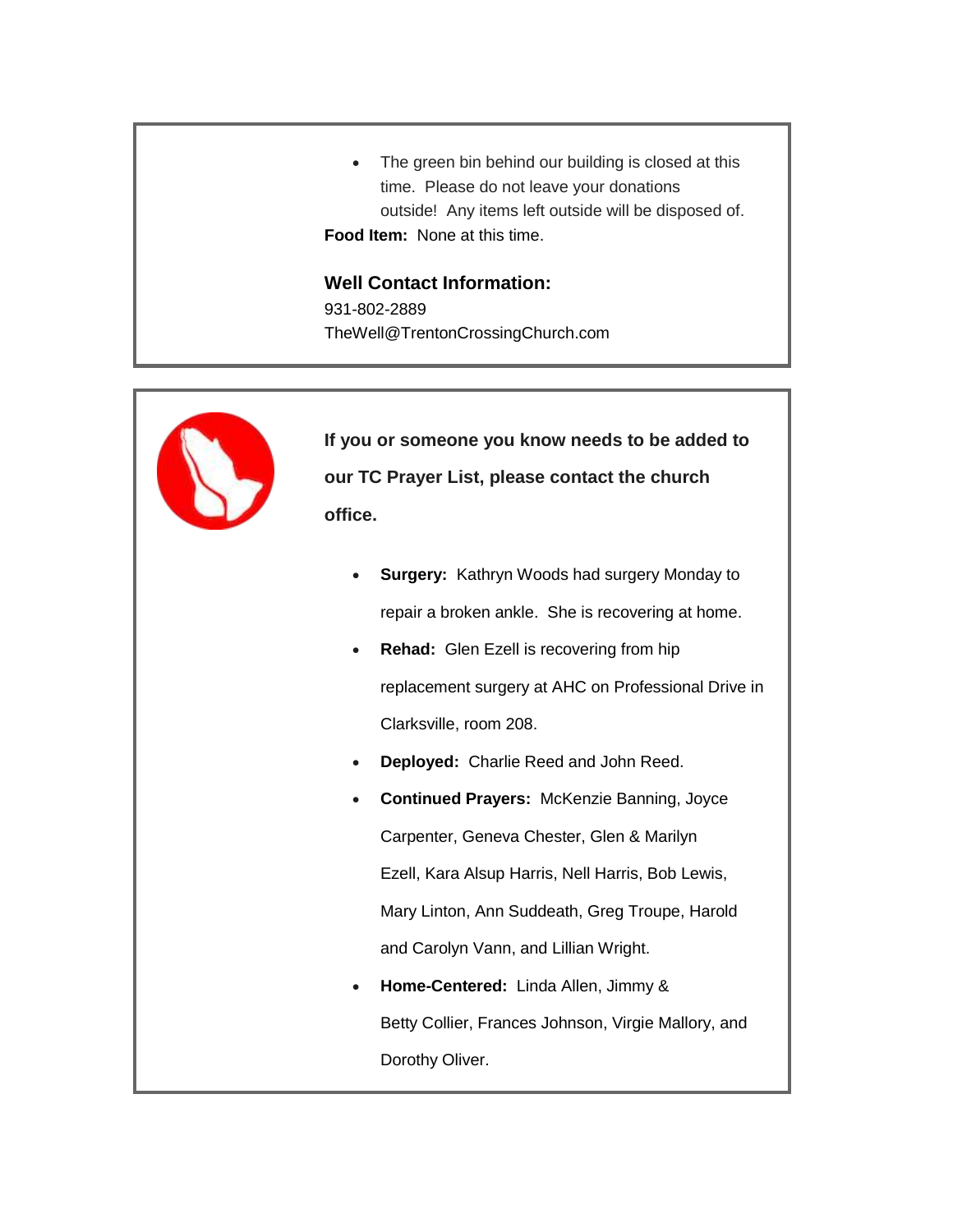- The green bin behind our building is closed at this time. Please do not leave your donations outside! Any items left outside will be disposed of.

**Food Item:** None at this time.

**Well Contact Information:**

931-802-2889

TheWell@TrentonCrossingChurch.com

**If you or someone you know needs to be added to our TC Prayer List, please contact the church office.**

- **Surgery:** Kathryn Woods had surgery Monday to repair a broken ankle. She is recovering at home.
- **Rehad:** Glen Ezell is recovering from hip replacement surgery at AHC on Professional Drive in Clarksville, room 208.
- **Deployed:** Charlie Reed and John Reed.
- **Continued Prayers:** McKenzie Banning, Joyce Carpenter, Geneva Chester, Glen & Marilyn Ezell, Kara Alsup Harris, Nell Harris, Bob Lewis, Mary Linton, Ann Suddeath, Greg Troupe, Harold and Carolyn Vann, and Lillian Wright.
- **Home-Centered:** Linda Allen, Jimmy & Betty Collier, Frances Johnson, Virgie Mallory, and Dorothy Oliver.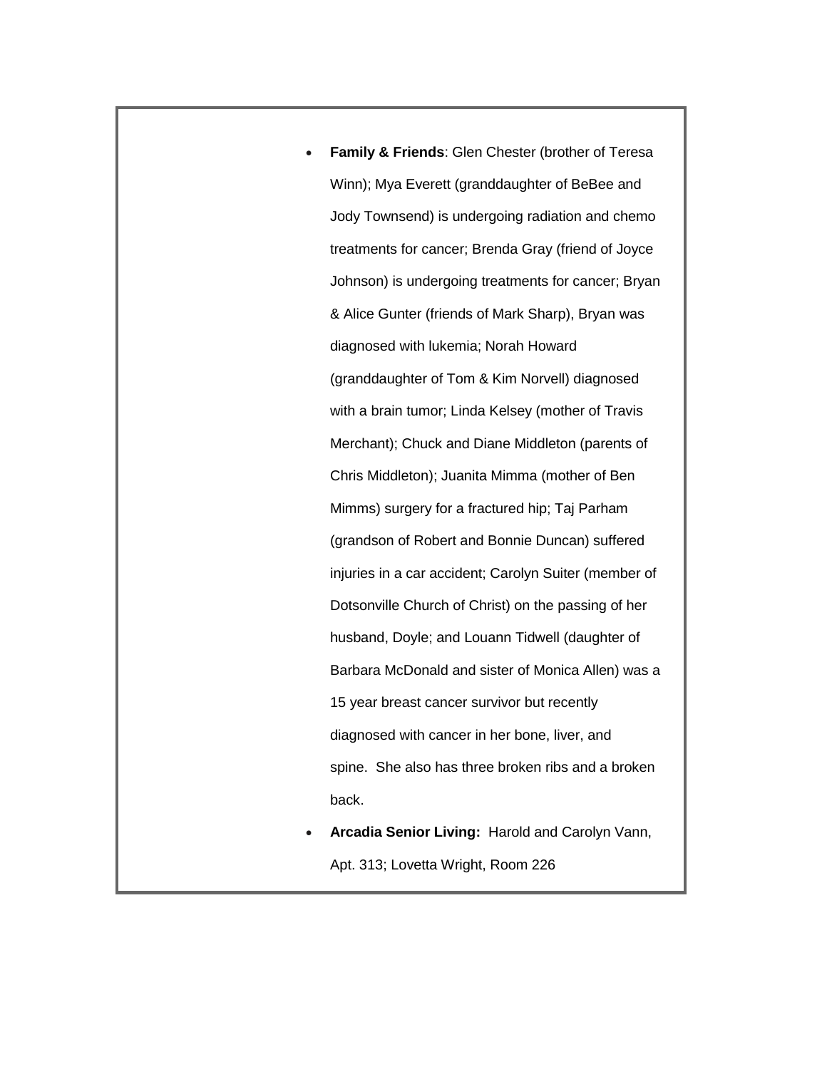- **Family & Friends**: Glen Chester (brother of Teresa Winn); Mya Everett (granddaughter of BeBee and Jody Townsend) is undergoing radiation and chemo treatments for cancer; Brenda Gray (friend of Joyce Johnson) is undergoing treatments for cancer; Bryan & Alice Gunter (friends of Mark Sharp), Bryan was diagnosed with lukemia; Norah Howard (granddaughter of Tom & Kim Norvell) diagnosed with a brain tumor; Linda Kelsey (mother of Travis Merchant); Chuck and Diane Middleton (parents of Chris Middleton); Juanita Mimma (mother of Ben Mimms) surgery for a fractured hip; Taj Parham (grandson of Robert and Bonnie Duncan) suffered injuries in a car accident; Carolyn Suiter (member of Dotsonville Church of Christ) on the passing of her husband, Doyle; and Louann Tidwell (daughter of Barbara McDonald and sister of Monica Allen) was a 15 year breast cancer survivor but recently diagnosed with cancer in her bone, liver, and spine. She also has three broken ribs and a broken back.
- **Arcadia Senior Living:** Harold and Carolyn Vann, Apt. 313; Lovetta Wright, Room 226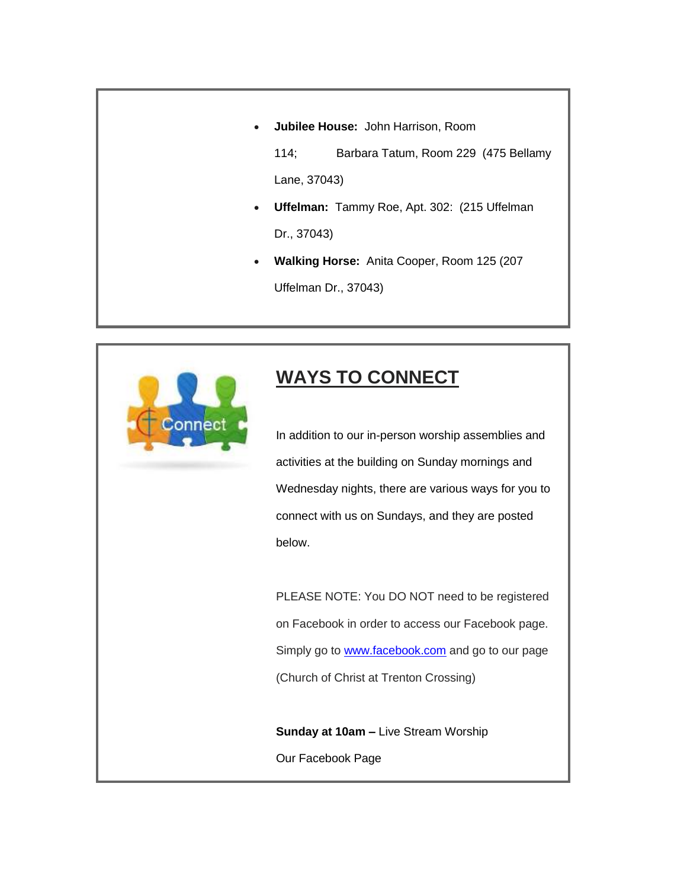- **Jubilee House:** John Harrison, Room 114; Barbara Tatum, Room 229 (475 Bellamy Lane, 37043)
- **Uffelman:** Tammy Roe, Apt. 302: (215 Uffelman Dr., 37043)
- **Walking Horse:** Anita Cooper, Room 125 (207 Uffelman Dr., 37043)

## WAYS TO CONNECT

In addition to our in-person worship assemblies and activities at the building on Sunday mornings and Wednesday nights, there are various ways for you to connect with us on Sundays, and they are posted below.

PLEASE NOTE: You DO NOT need to be registered on Facebook in order to access our Facebook page. Simply go to [www.facebook.com](http://www.facebook.com) and go to our page (Church of Christ at Trenton Crossing)

**Sunday at 10am –** Live Stream Worship

Our Facebook Page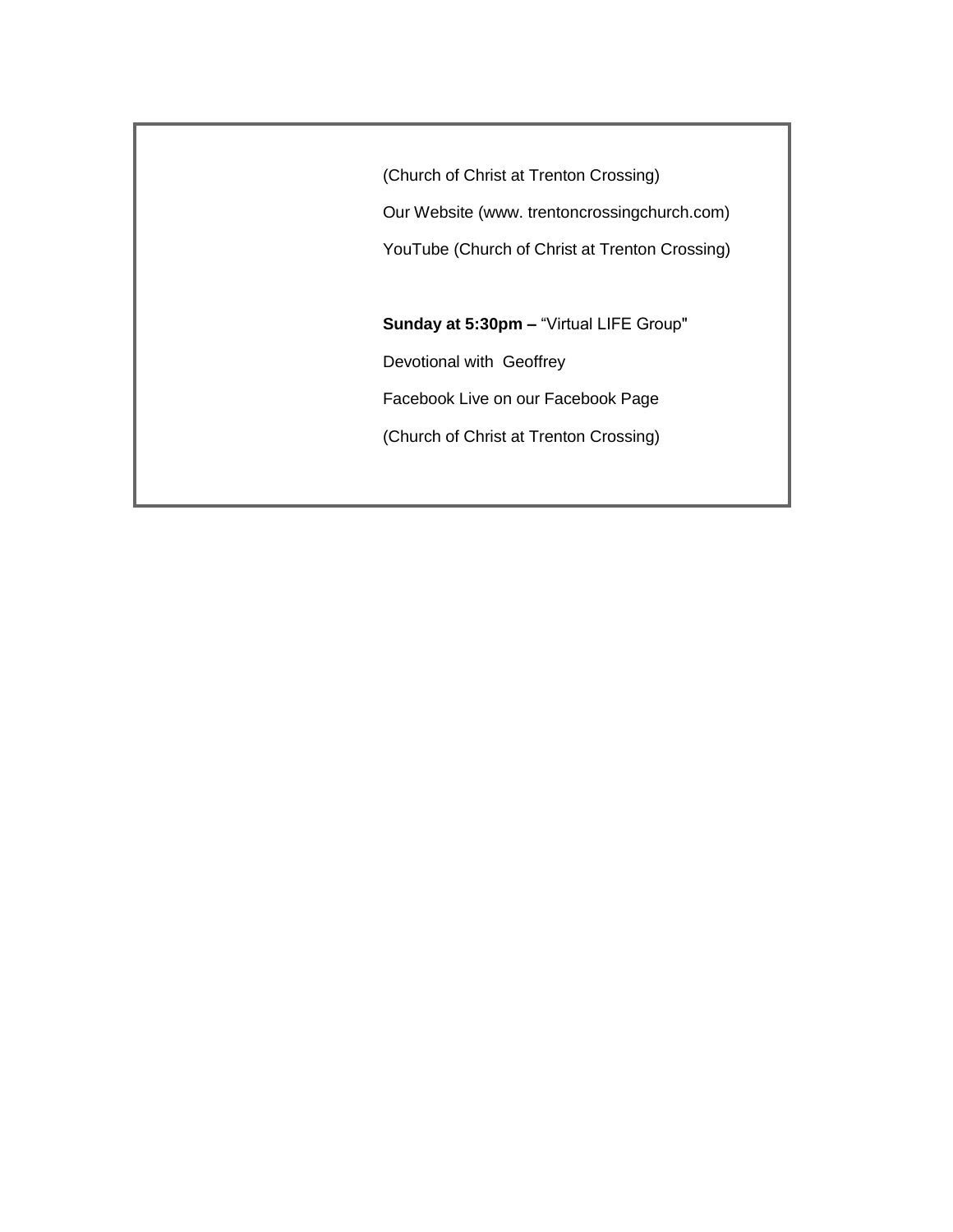(Church of Christ at Trenton Crossing)

Our Website (www. trentoncrossingchurch.com)

YouTube (Church of Christ at Trenton Crossing)

**Sunday at 5:30pm –** “Virtual LIFE Group"

Devotional with Geoffrey

Facebook Live on our Facebook Page

(Church of Christ at Trenton Crossing)